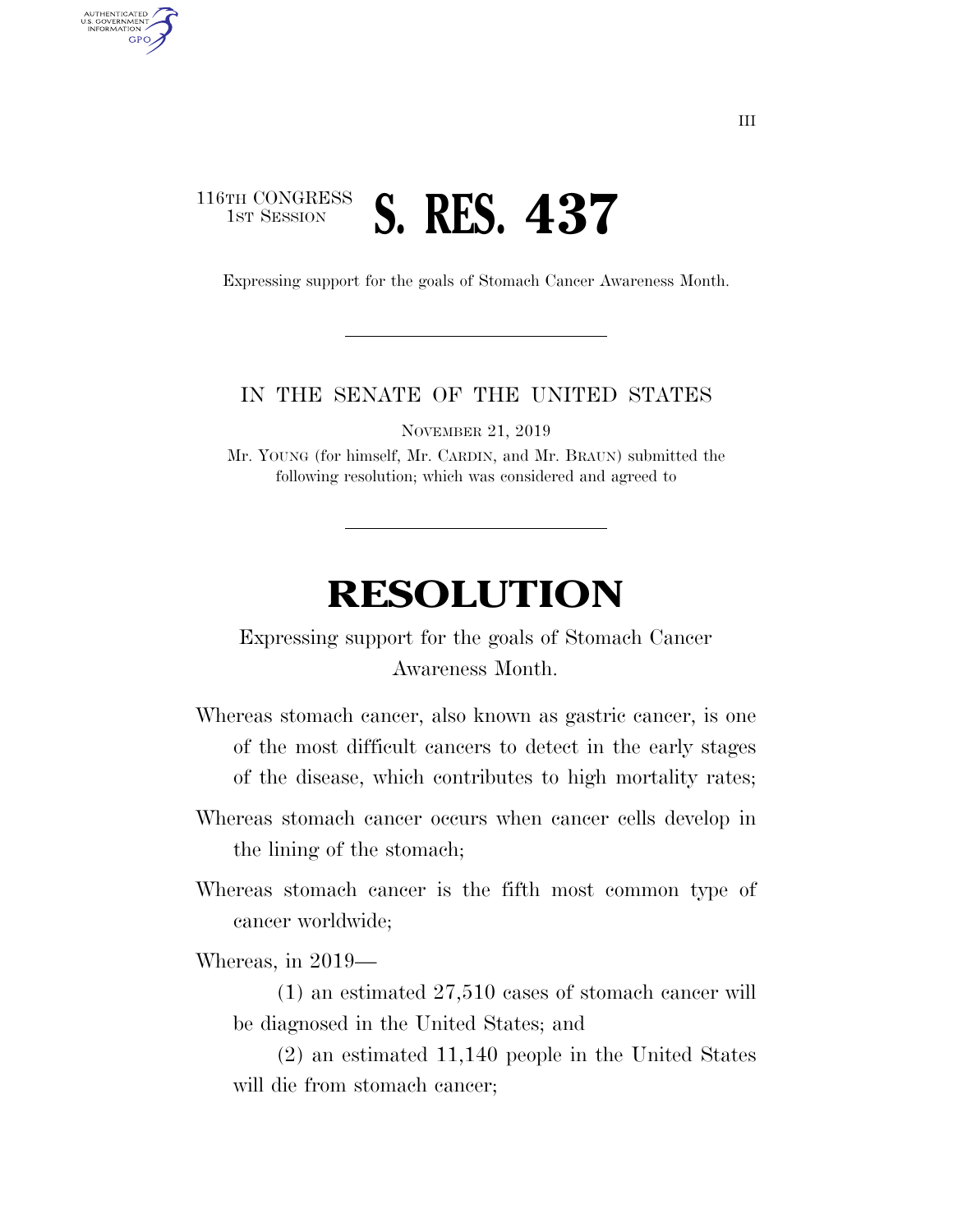116TH CONGRESS
1ST SESSION

# S. RES. 437

Expressing support for the goals of Stomach Cancer Awareness Month.

---

IN THE SENATE OF THE UNITED STATES

NOVEMBER 21, 2019

Mr. YOUNG (for himself, Mr. CARDIN, and Mr. BRAUN) submitted the following resolution; which was considered and agreed to

---

# RESOLUTION

Expressing support for the goals of Stomach Cancer Awareness Month.

Whereas stomach cancer, also known as gastric cancer, is one of the most difficult cancers to detect in the early stages of the disease, which contributes to high mortality rates;

Whereas stomach cancer occurs when cancer cells develop in the lining of the stomach;

Whereas stomach cancer is the fifth most common type of cancer worldwide;

Whereas, in 2019—

(1) an estimated 27,510 cases of stomach cancer will be diagnosed in the United States; and

(2) an estimated 11,140 people in the United States will die from stomach cancer;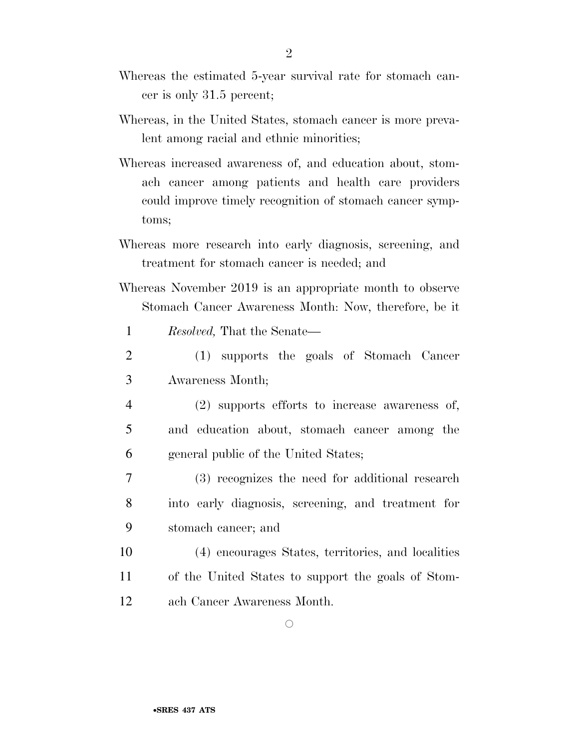Whereas the estimated 5-year survival rate for stomach cancer is only 31.5 percent;

Whereas, in the United States, stomach cancer is more prevalent among racial and ethnic minorities;

Whereas increased awareness of, and education about, stomach cancer among patients and health care providers could improve timely recognition of stomach cancer symptoms;

Whereas more research into early diagnosis, screening, and treatment for stomach cancer is needed; and

Whereas November 2019 is an appropriate month to observe Stomach Cancer Awareness Month: Now, therefore, be it

*Resolved,* That the Senate—

(1) supports the goals of Stomach Cancer Awareness Month;

(2) supports efforts to increase awareness of, and education about, stomach cancer among the general public of the United States;

(3) recognizes the need for additional research into early diagnosis, screening, and treatment for stomach cancer; and

(4) encourages States, territories, and localities of the United States to support the goals of Stomach Cancer Awareness Month.